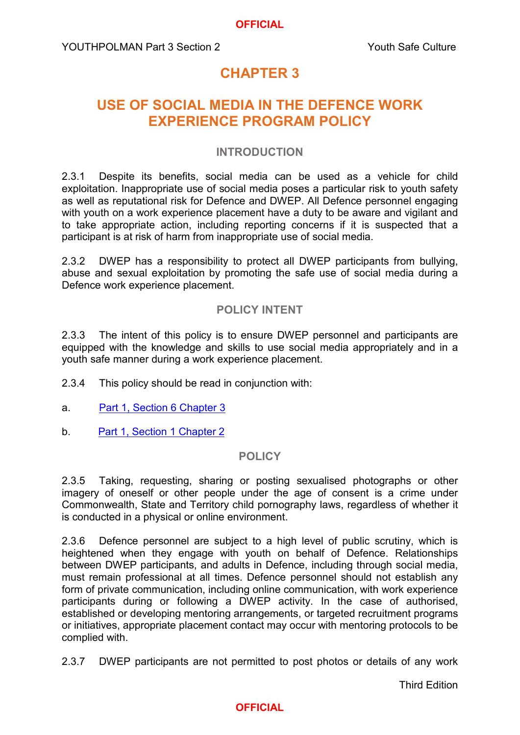# CHAPTER 3

# USE OF SOCIAL MEDIA IN THE DEFENCE WORK EXPERIENCE PROGRAM POLICY

## INTRODUCTION

2.3.1 Despite its benefits, social media can be used as a vehicle for child exploitation. Inappropriate use of social media poses a particular risk to youth safety as well as reputational risk for Defence and DWEP. All Defence personnel engaging with youth on a work experience placement have a duty to be aware and vigilant and to take appropriate action, including reporting concerns if it is suspected that a participant is at risk of harm from inappropriate use of social media.

2.3.2 DWEP has a responsibility to protect all DWEP participants from bullying, abuse and sexual exploitation by promoting the safe use of social media during a Defence work experience placement.

## POLICY INTENT

2.3.3 The intent of this policy is to ensure DWEP personnel and participants are equipped with the knowledge and skills to use social media appropriately and in a youth safe manner during a work experience placement.

2.3.4 This policy should be read in conjunction with:

a. Part 1, Section 6 Chapter 3

b. Part 1, Section 1 Chapter 2

## POLICY

2.3.5 Taking, requesting, sharing or posting sexualised photographs or other imagery of oneself or other people under the age of consent is a crime under Commonwealth, State and Territory child pornography laws, regardless of whether it is conducted in a physical or online environment.

2.3.6 Defence personnel are subject to a high level of public scrutiny, which is heightened when they engage with youth on behalf of Defence. Relationships between DWEP participants, and adults in Defence, including through social media, must remain professional at all times. Defence personnel should not establish any form of private communication, including online communication, with work experience participants during or following a DWEP activity. In the case of authorised, established or developing mentoring arrangements, or targeted recruitment programs or initiatives, appropriate placement contact may occur with mentoring protocols to be complied with.

2.3.7 DWEP participants are not permitted to post photos or details of any work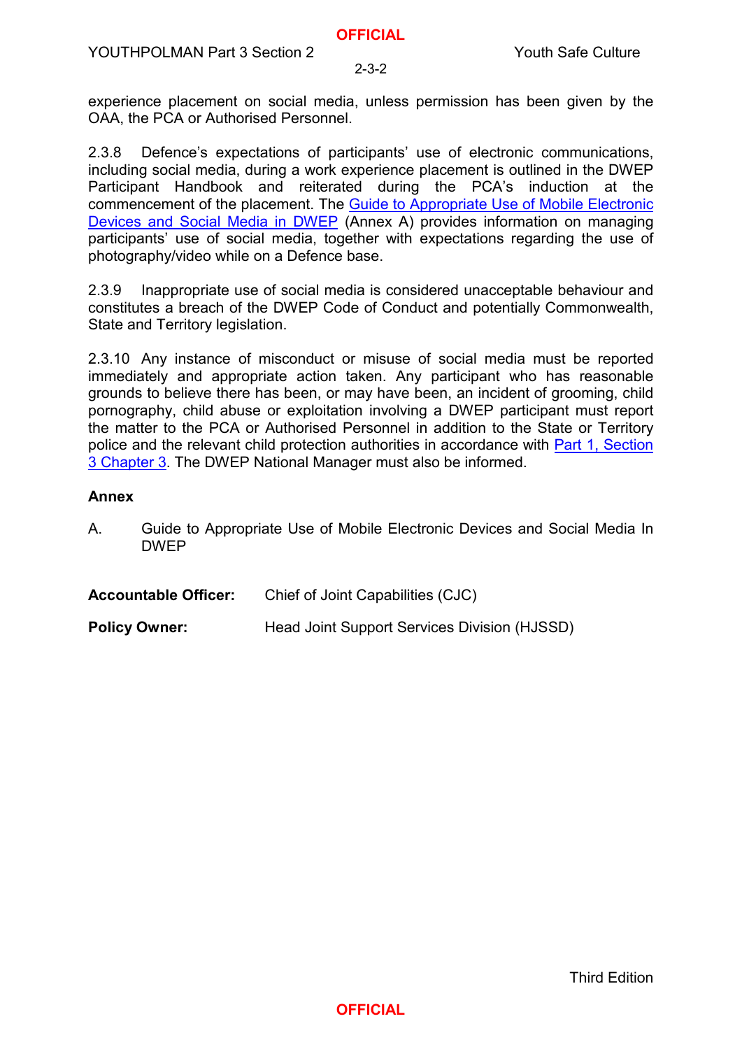experience placement on social media, unless permission has been given by the OAA, the PCA or Authorised Personnel.

2.3.8 Defence's expectations of participants' use of electronic communications, including social media, during a work experience placement is outlined in the DWEP Participant Handbook and reiterated during the PCA's induction at the commencement of the placement. The Guide to Appropriate Use of Mobile Electronic Devices and Social Media in DWEP (Annex A) provides information on managing participants' use of social media, together with expectations regarding the use of photography/video while on a Defence base.

2.3.9 Inappropriate use of social media is considered unacceptable behaviour and constitutes a breach of the DWEP Code of Conduct and potentially Commonwealth, State and Territory legislation.

2.3.10 Any instance of misconduct or misuse of social media must be reported immediately and appropriate action taken. Any participant who has reasonable grounds to believe there has been, or may have been, an incident of grooming, child pornography, child abuse or exploitation involving a DWEP participant must report the matter to the PCA or Authorised Personnel in addition to the State or Territory police and the relevant child protection authorities in accordance with Part 1, Section 3 Chapter 3. The DWEP National Manager must also be informed.

**Annex**

A. Guide to Appropriate Use of Mobile Electronic Devices and Social Media In DWEP

**Accountable Officer:** Chief of Joint Capabilities (CJC)

**Policy Owner:** Head Joint Support Services Division (HJSSD)